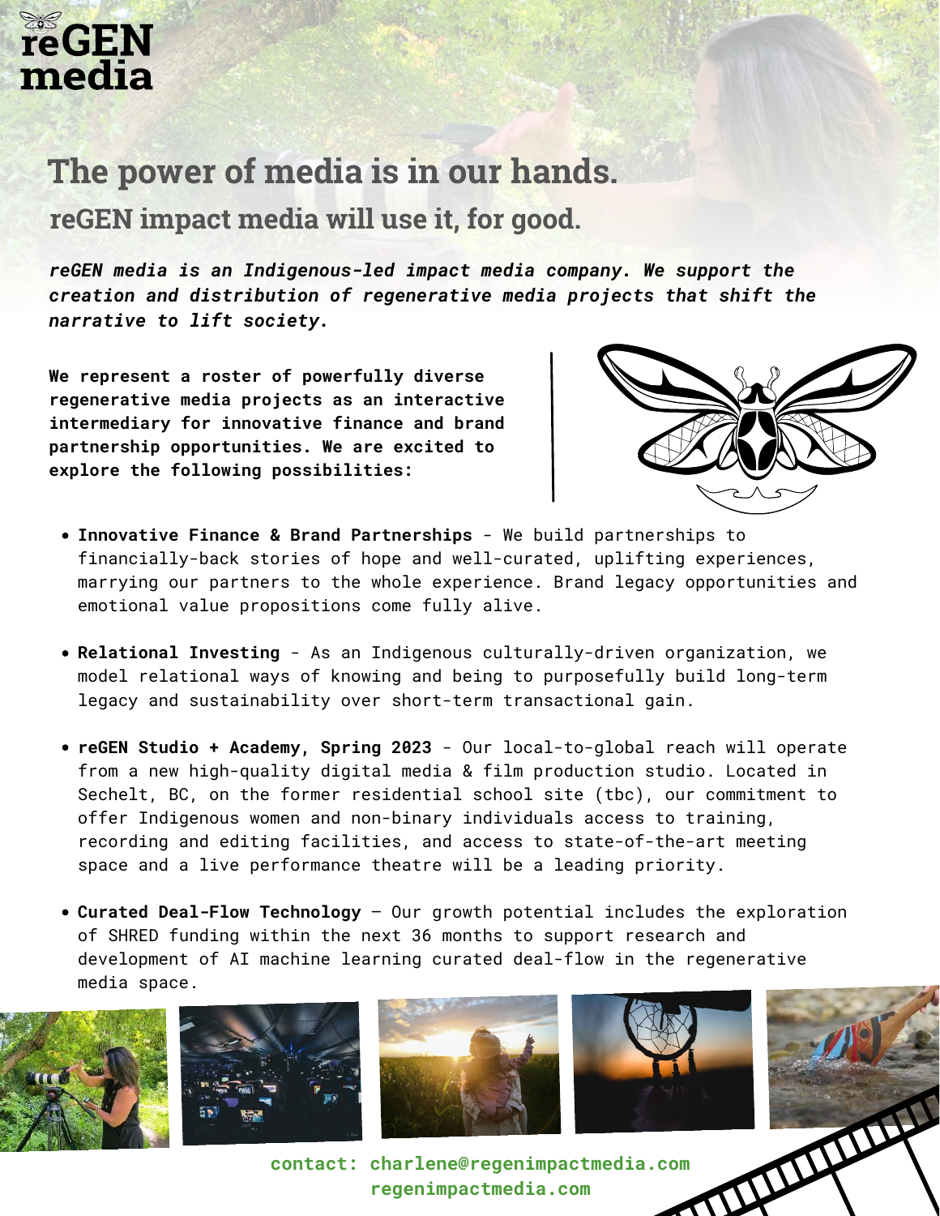reGEN media

# The power of media is in our hands.

## reGEN impact media will use it, for good.

***reGEN media is an Indigenous-led impact media company. We support the creation and distribution of regenerative media projects that shift the narrative to lift society.***

**We represent a roster of powerfully diverse regenerative media projects as an interactive intermediary for innovative finance and brand partnership opportunities. We are excited to explore the following possibilities:**

- **Innovative Finance & Brand Partnerships** - We build partnerships to financially-back stories of hope and well-curated, uplifting experiences, marrying our partners to the whole experience. Brand legacy opportunities and emotional value propositions come fully alive.

- **Relational Investing** - As an Indigenous culturally-driven organization, we model relational ways of knowing and being to purposefully build long-term legacy and sustainability over short-term transactional gain.

- **reGEN Studio + Academy, Spring 2023** - Our local-to-global reach will operate from a new high-quality digital media & film production studio. Located in Sechelt, BC, on the former residential school site (tbc), our commitment to offer Indigenous women and non-binary individuals access to training, recording and editing facilities, and access to state-of-the-art meeting space and a live performance theatre will be a leading priority.

- **Curated Deal-Flow Technology** – Our growth potential includes the exploration of SHRED funding within the next 36 months to support research and development of AI machine learning curated deal-flow in the regenerative media space.

contact: charlene@regenimpactmedia.com
regenimpactmedia.com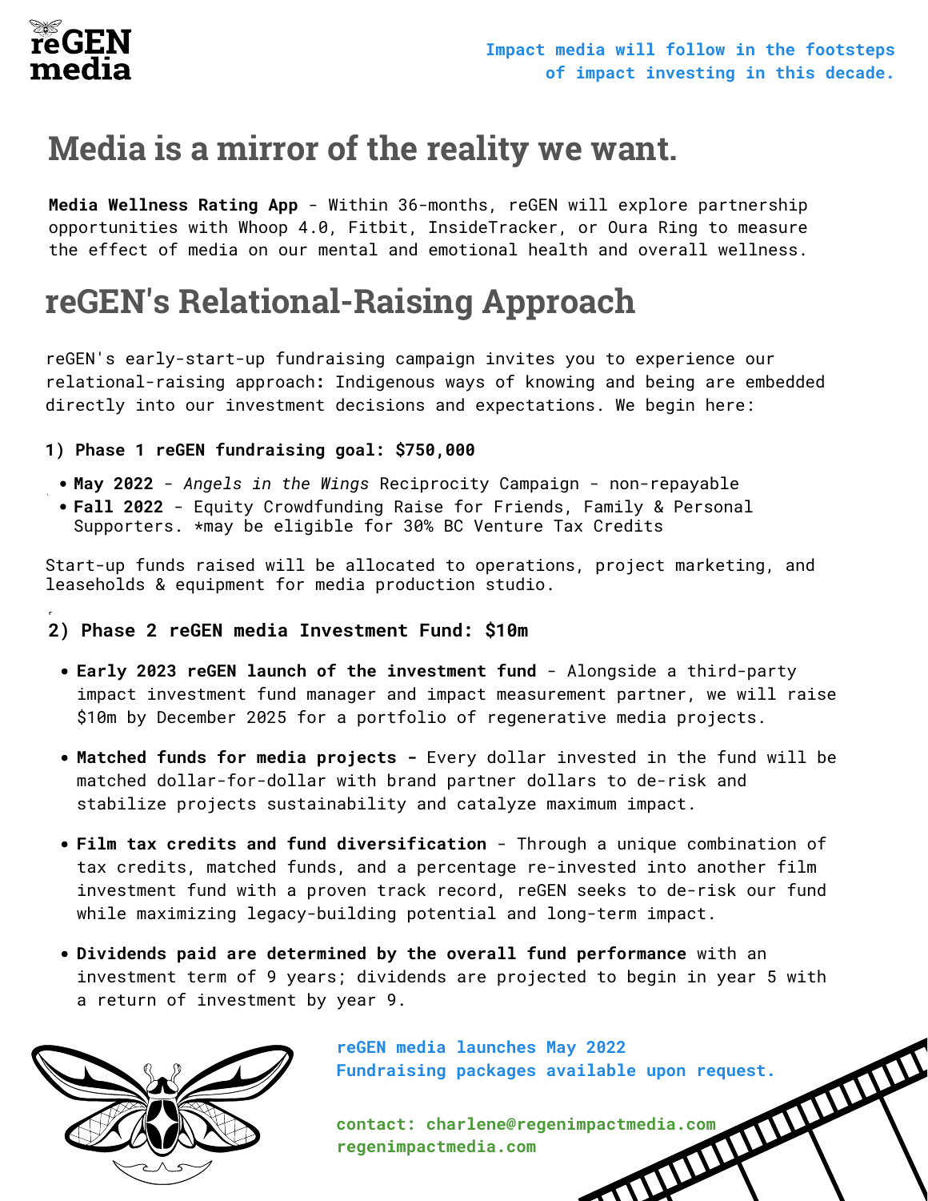reGEN media

Impact media will follow in the footsteps of impact investing in this decade.

# Media is a mirror of the reality we want.

**Media Wellness Rating App** - Within 36-months, reGEN will explore partnership opportunities with Whoop 4.0, Fitbit, InsideTracker, or Oura Ring to measure the effect of media on our mental and emotional health and overall wellness.

# reGEN's Relational-Raising Approach

reGEN's early-start-up fundraising campaign invites you to experience our relational-raising approach: Indigenous ways of knowing and being are embedded directly into our investment decisions and expectations. We begin here:

**1) Phase 1 reGEN fundraising goal: $750,000**

- **May 2022** - *Angels in the Wings* Reciprocity Campaign - non-repayable
- **Fall 2022** - Equity Crowdfunding Raise for Friends, Family & Personal Supporters. *may be eligible for 30% BC Venture Tax Credits

Start-up funds raised will be allocated to operations, project marketing, and leaseholds & equipment for media production studio.

**2) Phase 2 reGEN media Investment Fund: $10m**

- **Early 2023 reGEN launch of the investment fund** - Alongside a third-party impact investment fund manager and impact measurement partner, we will raise $10m by December 2025 for a portfolio of regenerative media projects.
- **Matched funds for media projects -** Every dollar invested in the fund will be matched dollar-for-dollar with brand partner dollars to de-risk and stabilize projects sustainability and catalyze maximum impact.
- **Film tax credits and fund diversification** - Through a unique combination of tax credits, matched funds, and a percentage re-invested into another film investment fund with a proven track record, reGEN seeks to de-risk our fund while maximizing legacy-building potential and long-term impact.
- **Dividends paid are determined by the overall fund performance** with an investment term of 9 years; dividends are projected to begin in year 5 with a return of investment by year 9.

reGEN media launches May 2022
Fundraising packages available upon request.

contact: charlene@regenimpactmedia.com
regenimpactmedia.com